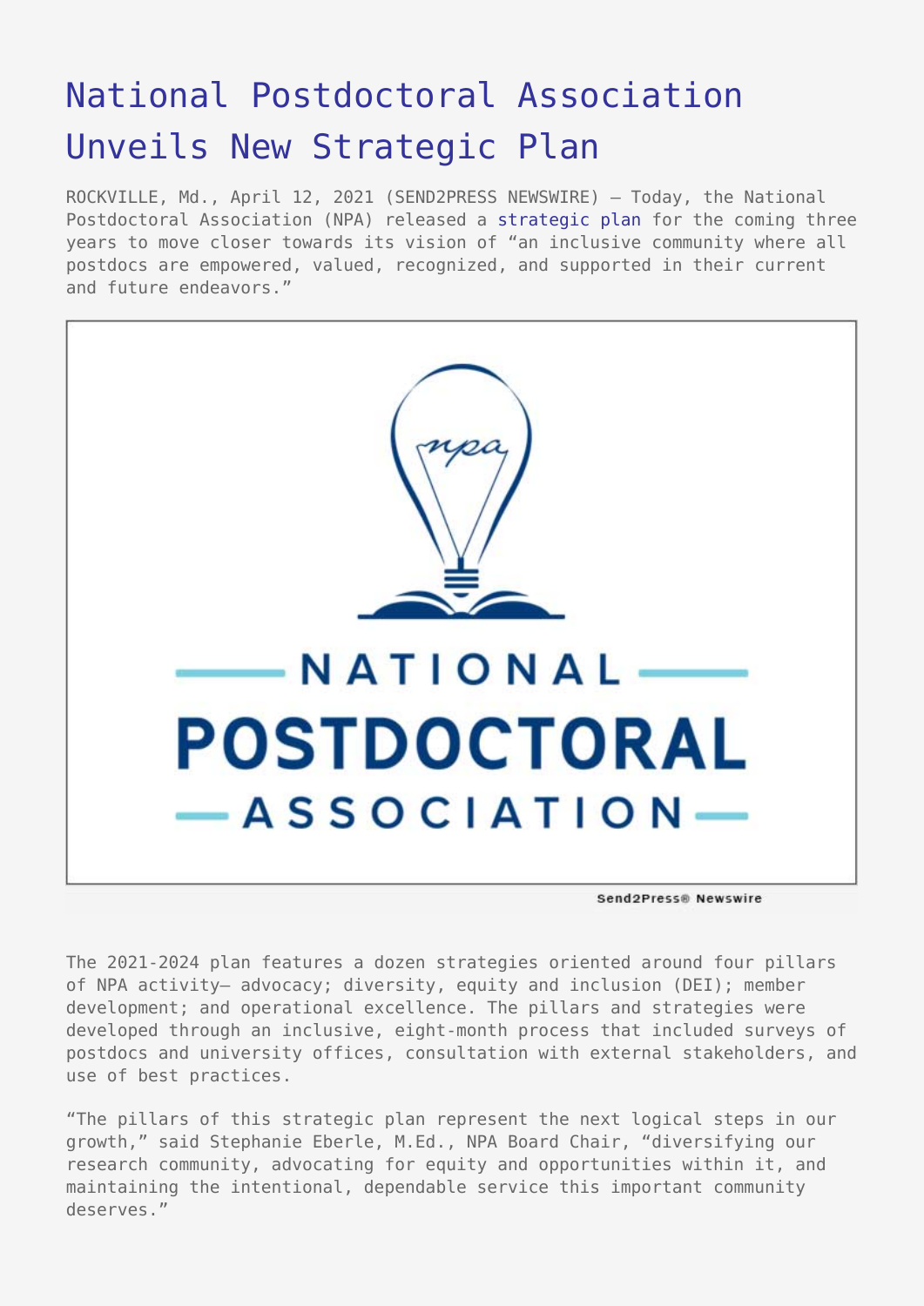# National Postdoctoral Association Unveils New Strategic Plan

ROCKVILLE, Md., April 12, 2021 (SEND2PRESS NEWSWIRE) — Today, the National Postdoctoral Association (NPA) released a strategic plan for the coming three years to move closer towards its vision of "an inclusive community where all postdocs are empowered, valued, recognized, and supported in their current and future endeavors."

The 2021-2024 plan features a dozen strategies oriented around four pillars of NPA activity— advocacy; diversity, equity and inclusion (DEI); member development; and operational excellence. The pillars and strategies were developed through an inclusive, eight-month process that included surveys of postdocs and university offices, consultation with external stakeholders, and use of best practices.

"The pillars of this strategic plan represent the next logical steps in our growth," said Stephanie Eberle, M.Ed., NPA Board Chair, "diversifying our research community, advocating for equity and opportunities within it, and maintaining the intentional, dependable service this important community deserves."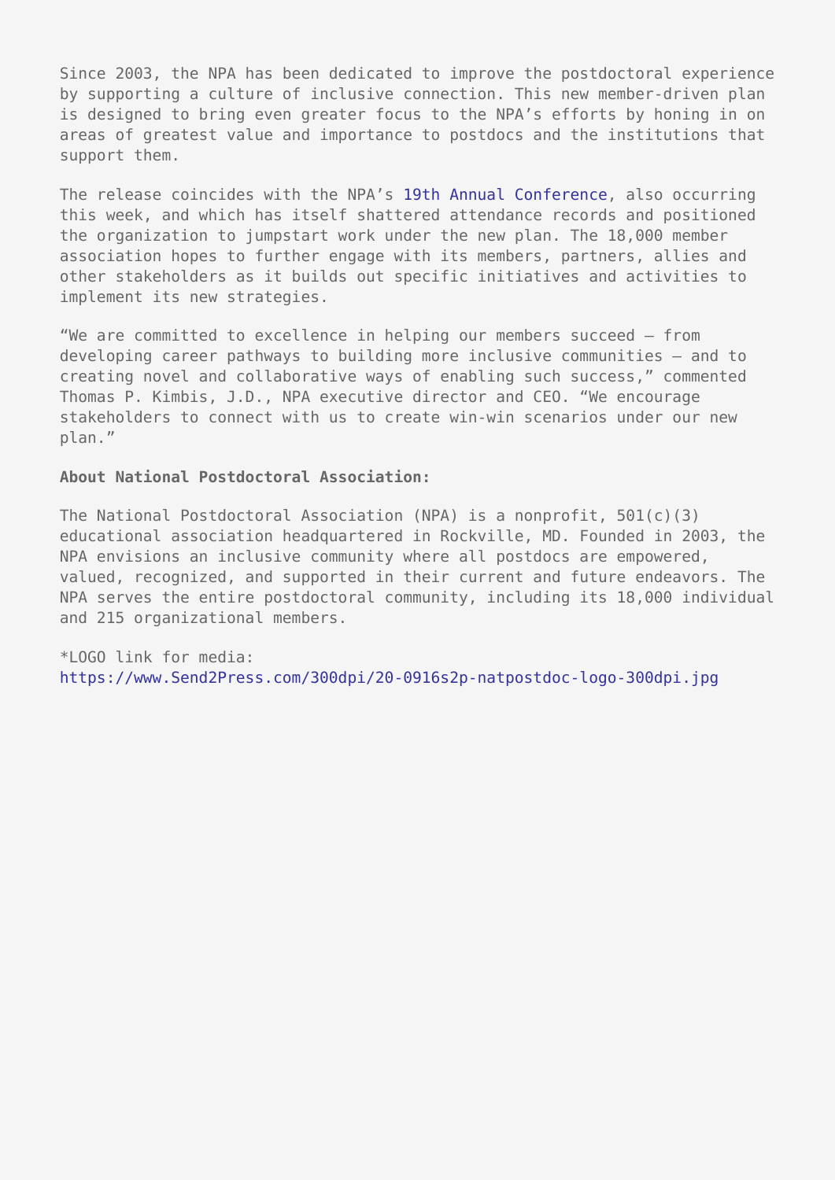Since 2003, the NPA has been dedicated to improve the postdoctoral experience by supporting a culture of inclusive connection. This new member-driven plan is designed to bring even greater focus to the NPA's efforts by honing in on areas of greatest value and importance to postdocs and the institutions that support them.

The release coincides with the NPA's 19th Annual Conference, also occurring this week, and which has itself shattered attendance records and positioned the organization to jumpstart work under the new plan. The 18,000 member association hopes to further engage with its members, partners, allies and other stakeholders as it builds out specific initiatives and activities to implement its new strategies.

"We are committed to excellence in helping our members succeed – from developing career pathways to building more inclusive communities – and to creating novel and collaborative ways of enabling such success," commented Thomas P. Kimbis, J.D., NPA executive director and CEO. "We encourage stakeholders to connect with us to create win-win scenarios under our new plan."

**About National Postdoctoral Association:**

The National Postdoctoral Association (NPA) is a nonprofit, 501(c)(3) educational association headquartered in Rockville, MD. Founded in 2003, the NPA envisions an inclusive community where all postdocs are empowered, valued, recognized, and supported in their current and future endeavors. The NPA serves the entire postdoctoral community, including its 18,000 individual and 215 organizational members.

*LOGO link for media:
https://www.Send2Press.com/300dpi/20-0916s2p-natpostdoc-logo-300dpi.jpg